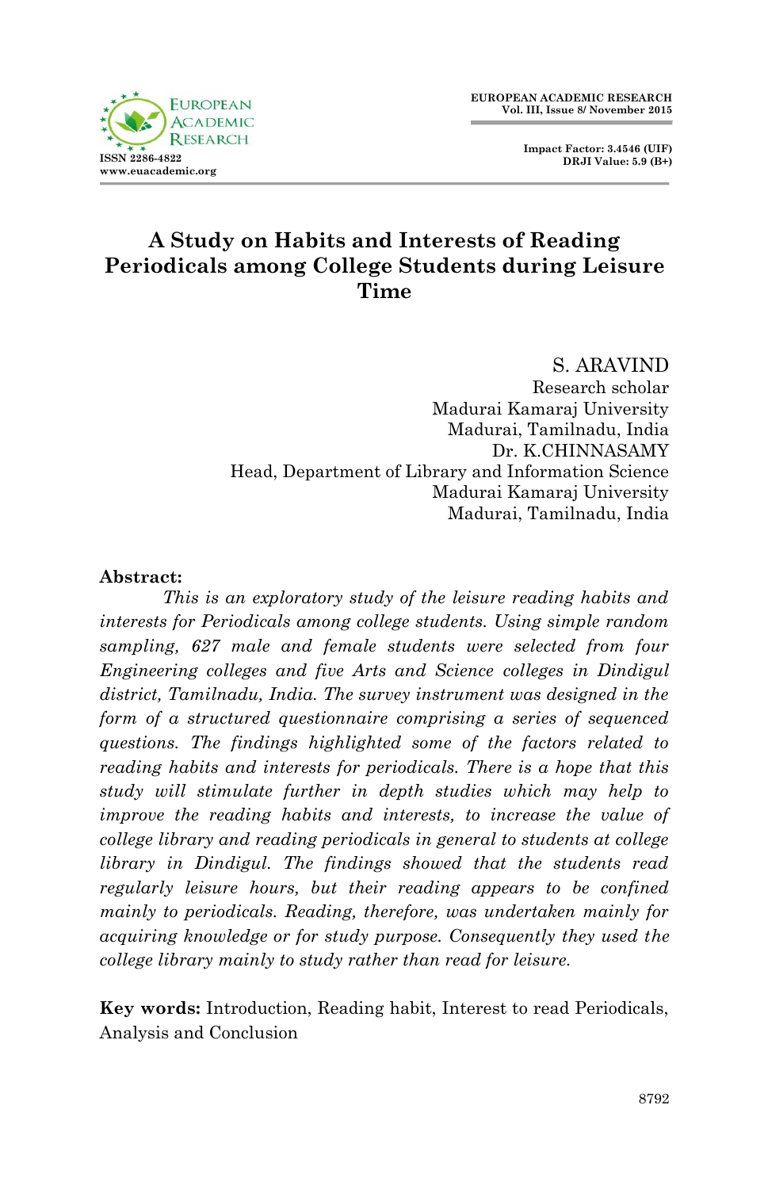# A Study on Habits and Interests of Reading Periodicals among College Students during Leisure Time

S. ARAVIND  
Research scholar  
Madurai Kamaraj University  
Madurai, Tamilnadu, India

Dr. K.CHINNASAMY  
Head, Department of Library and Information Science  
Madurai Kamaraj University  
Madurai, Tamilnadu, India

**Abstract:**

*This is an exploratory study of the leisure reading habits and interests for Periodicals among college students. Using simple random sampling, 627 male and female students were selected from four Engineering colleges and five Arts and Science colleges in Dindigul district, Tamilnadu, India. The survey instrument was designed in the form of a structured questionnaire comprising a series of sequenced questions. The findings highlighted some of the factors related to reading habits and interests for periodicals. There is a hope that this study will stimulate further in depth studies which may help to improve the reading habits and interests, to increase the value of college library and reading periodicals in general to students at college library in Dindigul. The findings showed that the students read regularly leisure hours, but their reading appears to be confined mainly to periodicals. Reading, therefore, was undertaken mainly for acquiring knowledge or for study purpose. Consequently they used the college library mainly to study rather than read for leisure.*

**Key words:** Introduction, Reading habit, Interest to read Periodicals, Analysis and Conclusion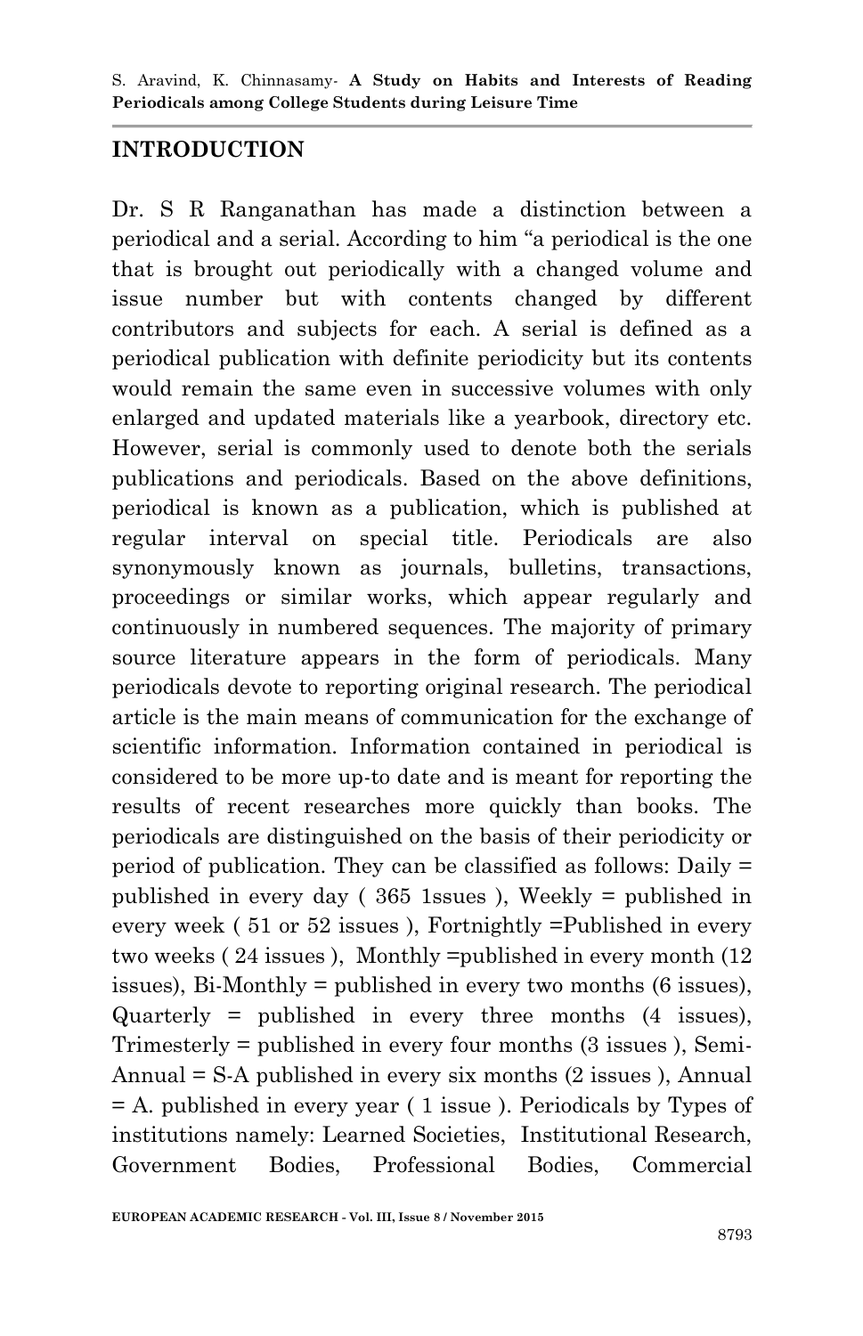## INTRODUCTION

Dr. S R Ranganathan has made a distinction between a periodical and a serial. According to him "a periodical is the one that is brought out periodically with a changed volume and issue number but with contents changed by different contributors and subjects for each. A serial is defined as a periodical publication with definite periodicity but its contents would remain the same even in successive volumes with only enlarged and updated materials like a yearbook, directory etc. However, serial is commonly used to denote both the serials publications and periodicals. Based on the above definitions, periodical is known as a publication, which is published at regular interval on special title. Periodicals are also synonymously known as journals, bulletins, transactions, proceedings or similar works, which appear regularly and continuously in numbered sequences. The majority of primary source literature appears in the form of periodicals. Many periodicals devote to reporting original research. The periodical article is the main means of communication for the exchange of scientific information. Information contained in periodical is considered to be more up-to date and is meant for reporting the results of recent researches more quickly than books. The periodicals are distinguished on the basis of their periodicity or period of publication. They can be classified as follows: Daily = published in every day ( 365 1ssues ), Weekly = published in every week ( 51 or 52 issues ), Fortnightly =Published in every two weeks ( 24 issues ), Monthly =published in every month (12 issues), Bi-Monthly = published in every two months (6 issues), Quarterly = published in every three months (4 issues), Trimesterly = published in every four months (3 issues ), Semi-Annual = S-A published in every six months (2 issues ), Annual = A. published in every year ( 1 issue ). Periodicals by Types of institutions namely: Learned Societies, Institutional Research, Government Bodies, Professional Bodies, Commercial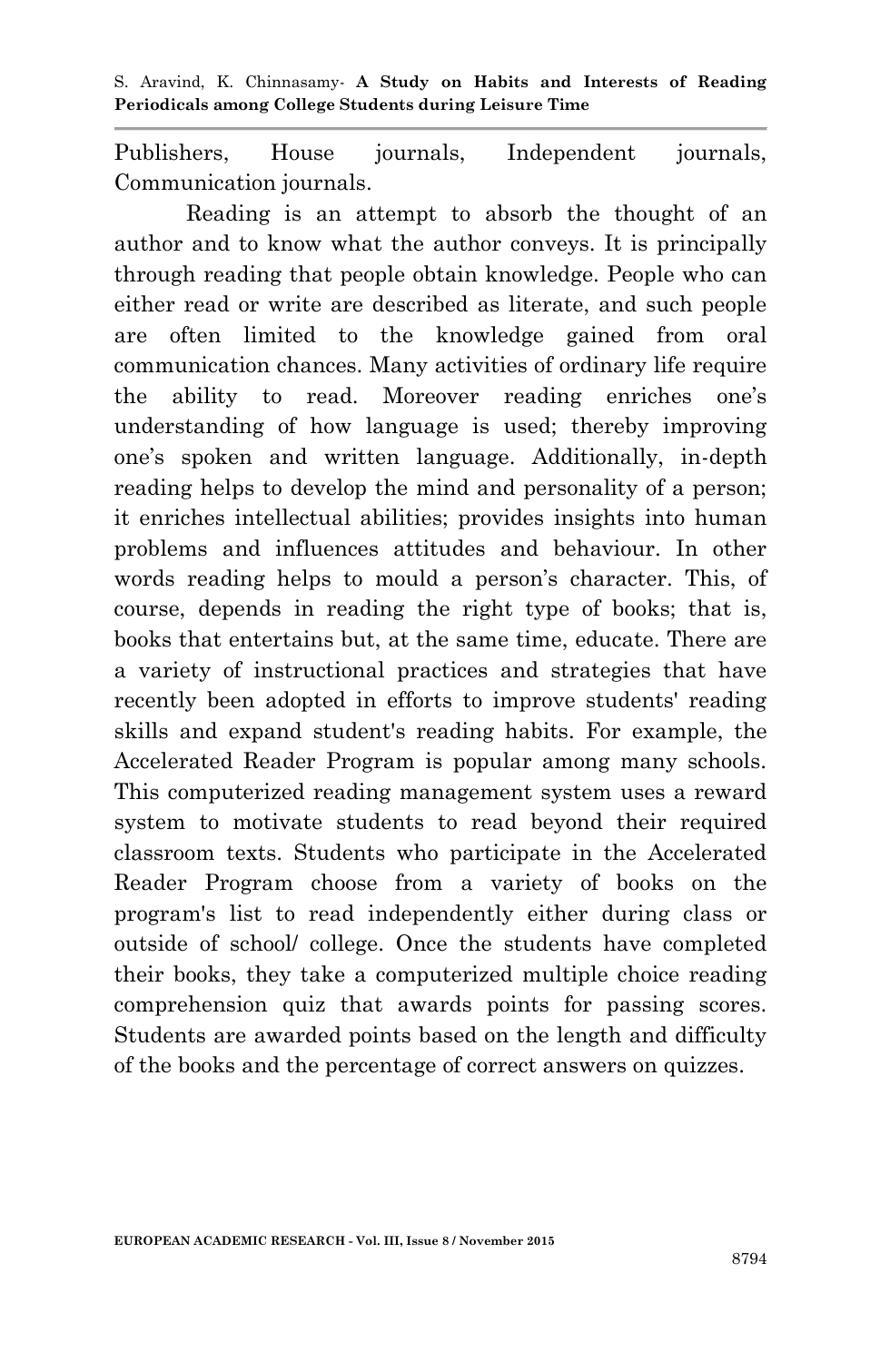Publishers, House journals, Independent journals, Communication journals.

Reading is an attempt to absorb the thought of an author and to know what the author conveys. It is principally through reading that people obtain knowledge. People who can either read or write are described as literate, and such people are often limited to the knowledge gained from oral communication chances. Many activities of ordinary life require the ability to read. Moreover reading enriches one's understanding of how language is used; thereby improving one's spoken and written language. Additionally, in-depth reading helps to develop the mind and personality of a person; it enriches intellectual abilities; provides insights into human problems and influences attitudes and behaviour. In other words reading helps to mould a person's character. This, of course, depends in reading the right type of books; that is, books that entertains but, at the same time, educate. There are a variety of instructional practices and strategies that have recently been adopted in efforts to improve students' reading skills and expand student's reading habits. For example, the Accelerated Reader Program is popular among many schools. This computerized reading management system uses a reward system to motivate students to read beyond their required classroom texts. Students who participate in the Accelerated Reader Program choose from a variety of books on the program's list to read independently either during class or outside of school/ college. Once the students have completed their books, they take a computerized multiple choice reading comprehension quiz that awards points for passing scores. Students are awarded points based on the length and difficulty of the books and the percentage of correct answers on quizzes.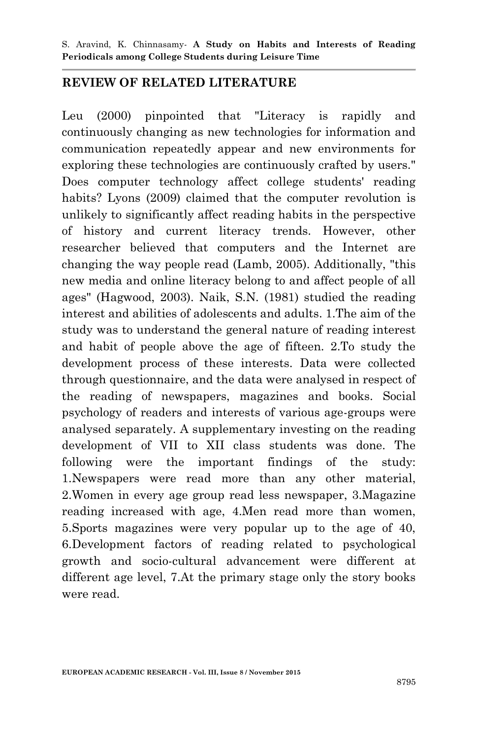## REVIEW OF RELATED LITERATURE

Leu (2000) pinpointed that "Literacy is rapidly and continuously changing as new technologies for information and communication repeatedly appear and new environments for exploring these technologies are continuously crafted by users." Does computer technology affect college students' reading habits? Lyons (2009) claimed that the computer revolution is unlikely to significantly affect reading habits in the perspective of history and current literacy trends. However, other researcher believed that computers and the Internet are changing the way people read (Lamb, 2005). Additionally, "this new media and online literacy belong to and affect people of all ages" (Hagwood, 2003). Naik, S.N. (1981) studied the reading interest and abilities of adolescents and adults. 1.The aim of the study was to understand the general nature of reading interest and habit of people above the age of fifteen. 2.To study the development process of these interests. Data were collected through questionnaire, and the data were analysed in respect of the reading of newspapers, magazines and books. Social psychology of readers and interests of various age-groups were analysed separately. A supplementary investing on the reading development of VII to XII class students was done. The following were the important findings of the study: 1.Newspapers were read more than any other material, 2.Women in every age group read less newspaper, 3.Magazine reading increased with age, 4.Men read more than women, 5.Sports magazines were very popular up to the age of 40, 6.Development factors of reading related to psychological growth and socio-cultural advancement were different at different age level, 7.At the primary stage only the story books were read.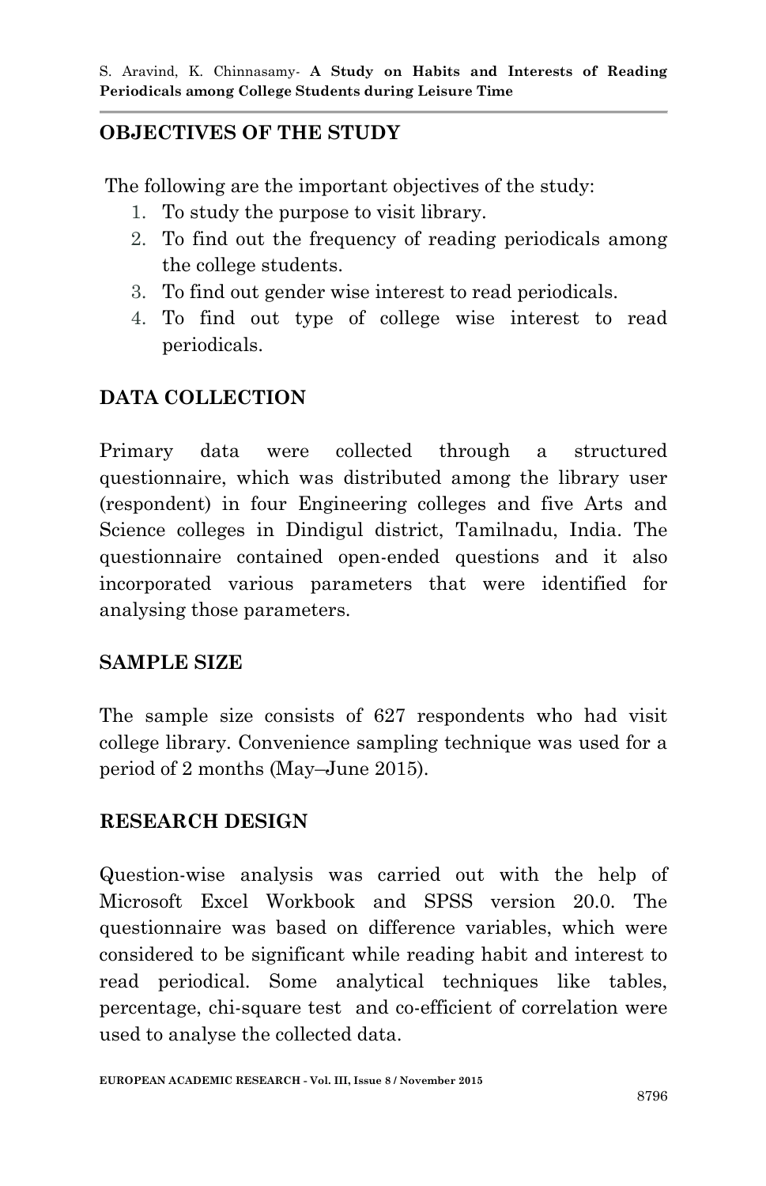## OBJECTIVES OF THE STUDY

The following are the important objectives of the study:

1. To study the purpose to visit library.
2. To find out the frequency of reading periodicals among the college students.
3. To find out gender wise interest to read periodicals.
4. To find out type of college wise interest to read periodicals.

## DATA COLLECTION

Primary data were collected through a structured questionnaire, which was distributed among the library user (respondent) in four Engineering colleges and five Arts and Science colleges in Dindigul district, Tamilnadu, India. The questionnaire contained open-ended questions and it also incorporated various parameters that were identified for analysing those parameters.

## SAMPLE SIZE

The sample size consists of 627 respondents who had visit college library. Convenience sampling technique was used for a period of 2 months (May–June 2015).

## RESEARCH DESIGN

Question-wise analysis was carried out with the help of Microsoft Excel Workbook and SPSS version 20.0. The questionnaire was based on difference variables, which were considered to be significant while reading habit and interest to read periodical. Some analytical techniques like tables, percentage, chi-square test and co-efficient of correlation were used to analyse the collected data.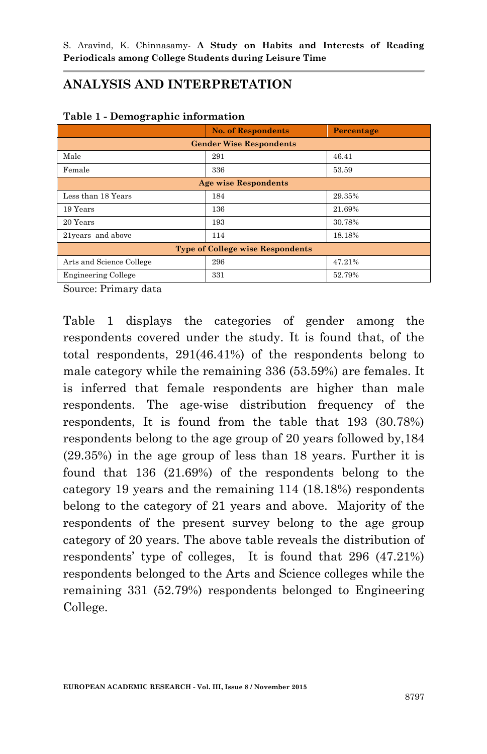## ANALYSIS AND INTERPRETATION

**Table 1 - Demographic information**

| | No. of Respondents | Percentage |
|---|---|---|
| **Gender Wise Respondents** | | |
| Male | 291 | 46.41 |
| Female | 336 | 53.59 |
| **Age wise Respondents** | | |
| Less than 18 Years | 184 | 29.35% |
| 19 Years | 136 | 21.69% |
| 20 Years | 193 | 30.78% |
| 21years and above | 114 | 18.18% |
| **Type of College wise Respondents** | | |
| Arts and Science College | 296 | 47.21% |
| Engineering College | 331 | 52.79% |

Source: Primary data

Table 1 displays the categories of gender among the respondents covered under the study. It is found that, of the total respondents, 291(46.41%) of the respondents belong to male category while the remaining 336 (53.59%) are females. It is inferred that female respondents are higher than male respondents. The age-wise distribution frequency of the respondents, It is found from the table that 193 (30.78%) respondents belong to the age group of 20 years followed by,184 (29.35%) in the age group of less than 18 years. Further it is found that 136 (21.69%) of the respondents belong to the category 19 years and the remaining 114 (18.18%) respondents belong to the category of 21 years and above. Majority of the respondents of the present survey belong to the age group category of 20 years. The above table reveals the distribution of respondents' type of colleges, It is found that 296 (47.21%) respondents belonged to the Arts and Science colleges while the remaining 331 (52.79%) respondents belonged to Engineering College.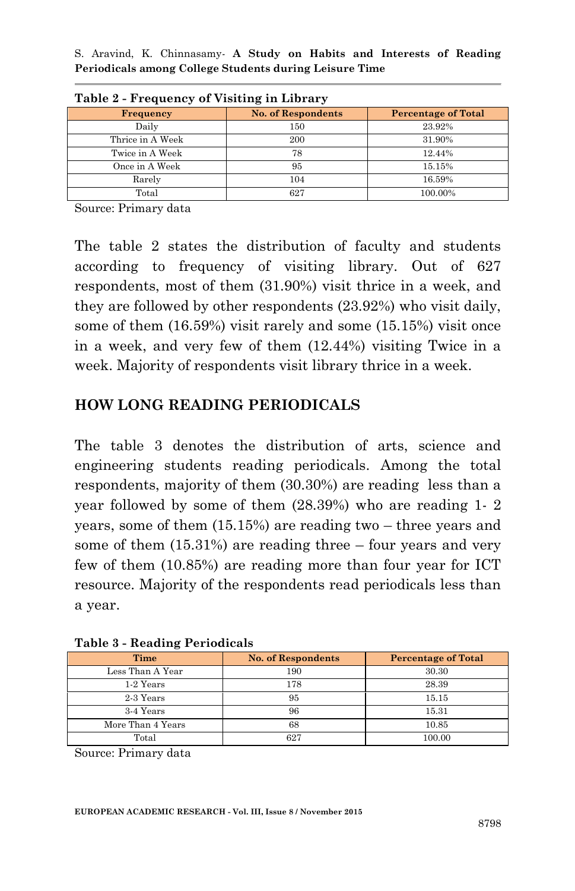**Table 2 - Frequency of Visiting in Library**

| Frequency | No. of Respondents | Percentage of Total |
|---|---|---|
| Daily | 150 | 23.92% |
| Thrice in A Week | 200 | 31.90% |
| Twice in A Week | 78 | 12.44% |
| Once in A Week | 95 | 15.15% |
| Rarely | 104 | 16.59% |
| Total | 627 | 100.00% |

Source: Primary data

The table 2 states the distribution of faculty and students according to frequency of visiting library. Out of 627 respondents, most of them (31.90%) visit thrice in a week, and they are followed by other respondents (23.92%) who visit daily, some of them (16.59%) visit rarely and some (15.15%) visit once in a week, and very few of them (12.44%) visiting Twice in a week. Majority of respondents visit library thrice in a week.

## HOW LONG READING PERIODICALS

The table 3 denotes the distribution of arts, science and engineering students reading periodicals. Among the total respondents, majority of them (30.30%) are reading less than a year followed by some of them (28.39%) who are reading 1- 2 years, some of them (15.15%) are reading two – three years and some of them (15.31%) are reading three – four years and very few of them (10.85%) are reading more than four year for ICT resource. Majority of the respondents read periodicals less than a year.

**Table 3 - Reading Periodicals**

| Time | No. of Respondents | Percentage of Total |
|---|---|---|
| Less Than A Year | 190 | 30.30 |
| 1-2 Years | 178 | 28.39 |
| 2-3 Years | 95 | 15.15 |
| 3-4 Years | 96 | 15.31 |
| More Than 4 Years | 68 | 10.85 |
| Total | 627 | 100.00 |

Source: Primary data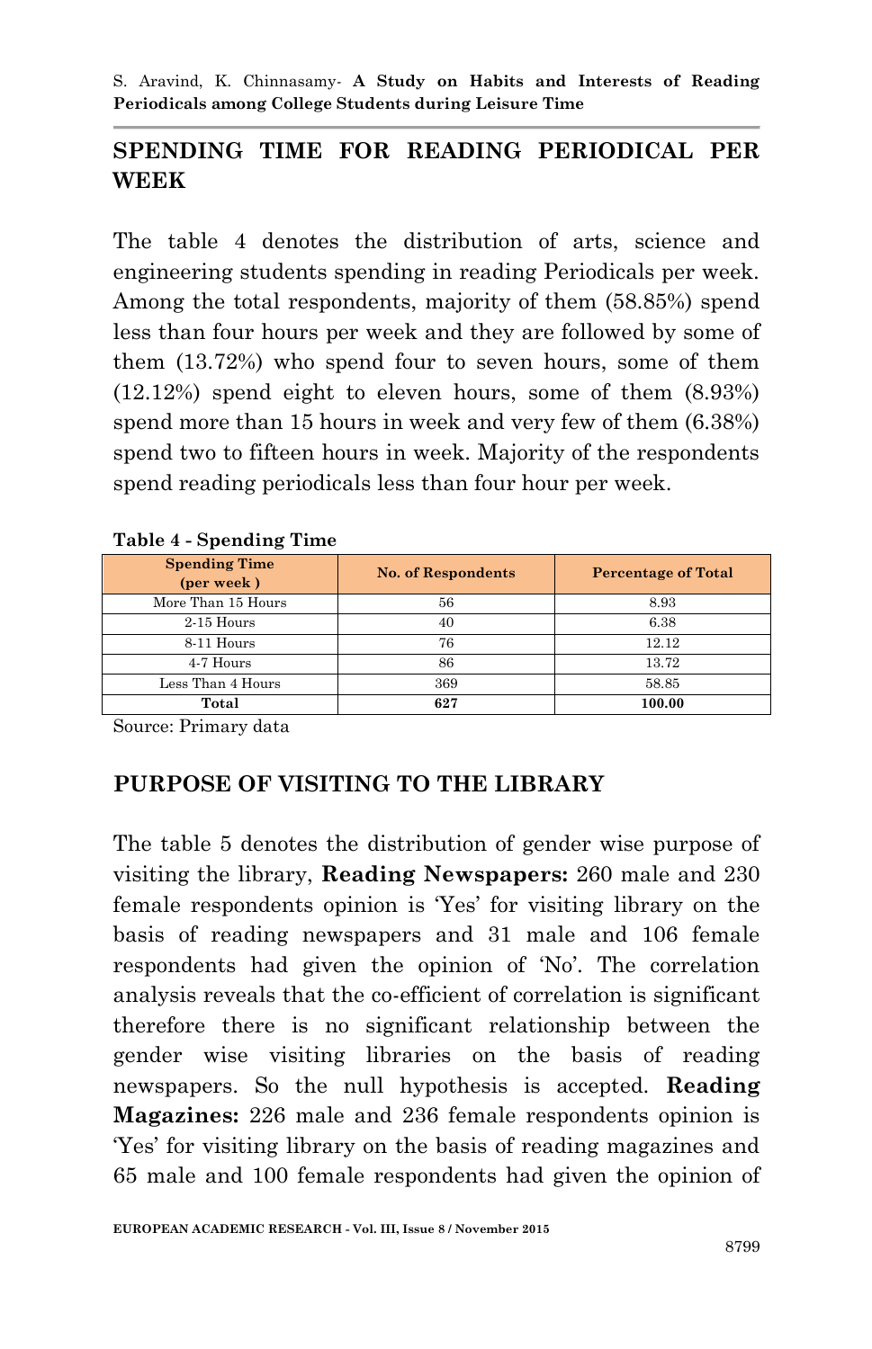## SPENDING TIME FOR READING PERIODICAL PER WEEK

The table 4 denotes the distribution of arts, science and engineering students spending in reading Periodicals per week. Among the total respondents, majority of them (58.85%) spend less than four hours per week and they are followed by some of them (13.72%) who spend four to seven hours, some of them (12.12%) spend eight to eleven hours, some of them (8.93%) spend more than 15 hours in week and very few of them (6.38%) spend two to fifteen hours in week. Majority of the respondents spend reading periodicals less than four hour per week.

**Table 4 - Spending Time**

| Spending Time (per week ) | No. of Respondents | Percentage of Total |
|---|---|---|
| More Than 15 Hours | 56 | 8.93 |
| 2-15 Hours | 40 | 6.38 |
| 8-11 Hours | 76 | 12.12 |
| 4-7 Hours | 86 | 13.72 |
| Less Than 4 Hours | 369 | 58.85 |
| **Total** | **627** | **100.00** |

Source: Primary data

## PURPOSE OF VISITING TO THE LIBRARY

The table 5 denotes the distribution of gender wise purpose of visiting the library, **Reading Newspapers:** 260 male and 230 female respondents opinion is 'Yes' for visiting library on the basis of reading newspapers and 31 male and 106 female respondents had given the opinion of 'No'. The correlation analysis reveals that the co-efficient of correlation is significant therefore there is no significant relationship between the gender wise visiting libraries on the basis of reading newspapers. So the null hypothesis is accepted. **Reading Magazines:** 226 male and 236 female respondents opinion is 'Yes' for visiting library on the basis of reading magazines and 65 male and 100 female respondents had given the opinion of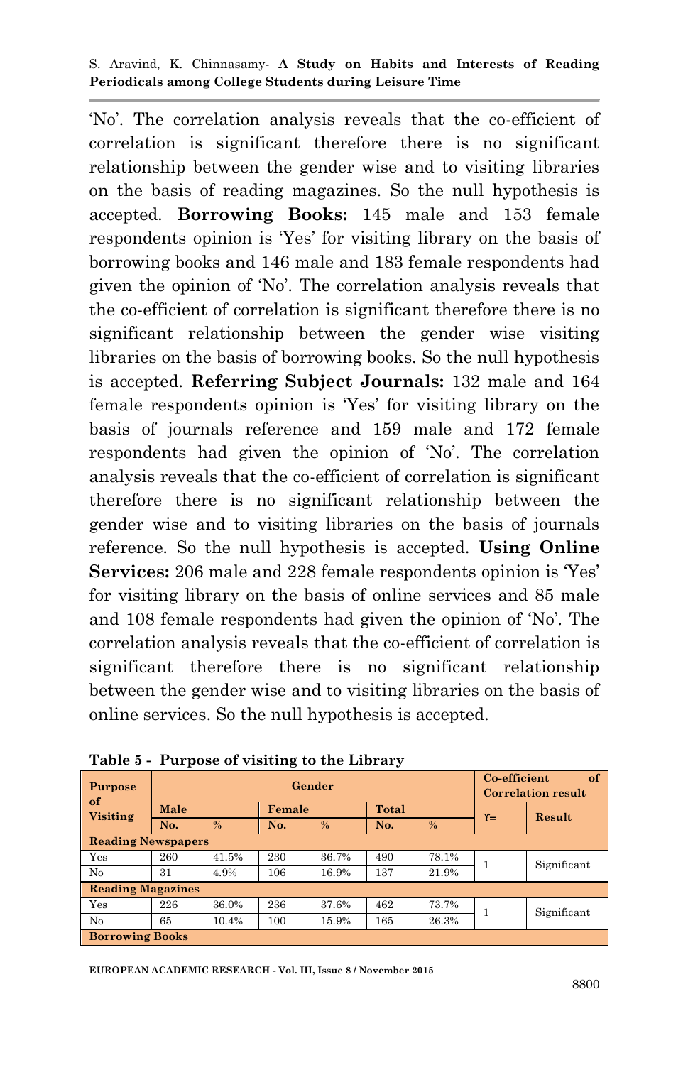'No'. The correlation analysis reveals that the co-efficient of correlation is significant therefore there is no significant relationship between the gender wise and to visiting libraries on the basis of reading magazines. So the null hypothesis is accepted. **Borrowing Books:** 145 male and 153 female respondents opinion is 'Yes' for visiting library on the basis of borrowing books and 146 male and 183 female respondents had given the opinion of 'No'. The correlation analysis reveals that the co-efficient of correlation is significant therefore there is no significant relationship between the gender wise visiting libraries on the basis of borrowing books. So the null hypothesis is accepted. **Referring Subject Journals:** 132 male and 164 female respondents opinion is 'Yes' for visiting library on the basis of journals reference and 159 male and 172 female respondents had given the opinion of 'No'. The correlation analysis reveals that the co-efficient of correlation is significant therefore there is no significant relationship between the gender wise and to visiting libraries on the basis of journals reference. So the null hypothesis is accepted. **Using Online Services:** 206 male and 228 female respondents opinion is 'Yes' for visiting library on the basis of online services and 85 male and 108 female respondents had given the opinion of 'No'. The correlation analysis reveals that the co-efficient of correlation is significant therefore there is no significant relationship between the gender wise and to visiting libraries on the basis of online services. So the null hypothesis is accepted.

**Table 5 - Purpose of visiting to the Library**

| Purpose of Visiting | Gender | | | | | | Co-efficient of Correlation result | |
|---|---|---|---|---|---|---|---|---|
| | Male | | Female | | Total | | ϒ= | Result |
| | No. | % | No. | % | No. | % | | |
| **Reading Newspapers** | | | | | | | | |
| Yes | 260 | 41.5% | 230 | 36.7% | 490 | 78.1% | 1 | Significant |
| No | 31 | 4.9% | 106 | 16.9% | 137 | 21.9% | | |
| **Reading Magazines** | | | | | | | | |
| Yes | 226 | 36.0% | 236 | 37.6% | 462 | 73.7% | 1 | Significant |
| No | 65 | 10.4% | 100 | 15.9% | 165 | 26.3% | | |
| **Borrowing Books** | | | | | | | | |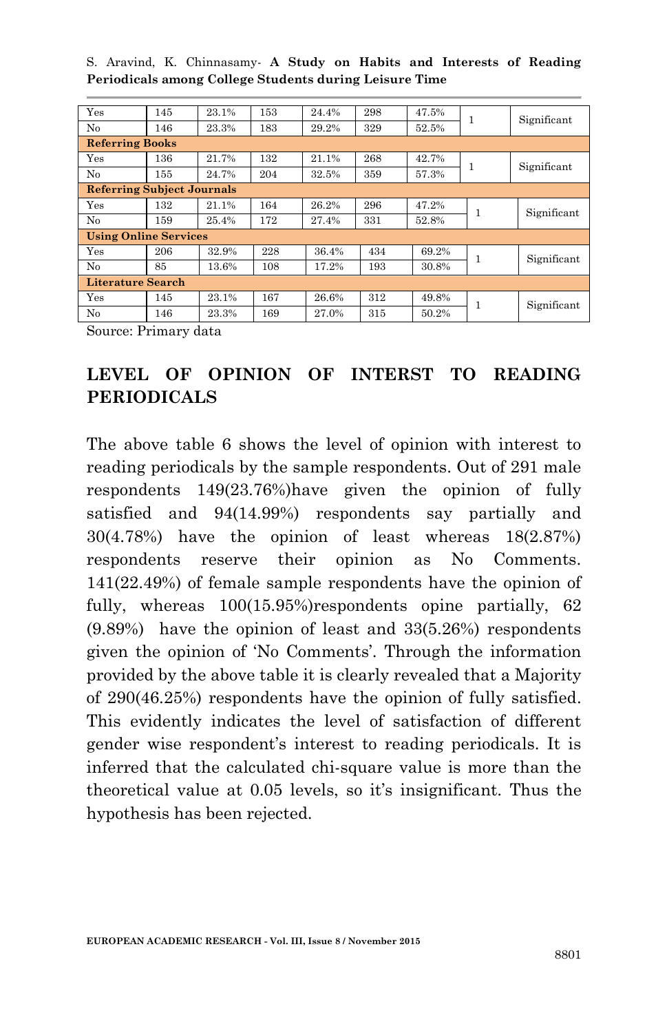| | | | | | | | | |
|---|---|---|---|---|---|---|---|---|
| Yes | 145 | 23.1% | 153 | 24.4% | 298 | 47.5% | 1 | Significant |
| No | 146 | 23.3% | 183 | 29.2% | 329 | 52.5% | | |
| **Referring Books** | | | | | | | | |
| Yes | 136 | 21.7% | 132 | 21.1% | 268 | 42.7% | 1 | Significant |
| No | 155 | 24.7% | 204 | 32.5% | 359 | 57.3% | | |
| **Referring Subject Journals** | | | | | | | | |
| Yes | 132 | 21.1% | 164 | 26.2% | 296 | 47.2% | 1 | Significant |
| No | 159 | 25.4% | 172 | 27.4% | 331 | 52.8% | | |
| **Using Online Services** | | | | | | | | |
| Yes | 206 | 32.9% | 228 | 36.4% | 434 | 69.2% | 1 | Significant |
| No | 85 | 13.6% | 108 | 17.2% | 193 | 30.8% | | |
| **Literature Search** | | | | | | | | |
| Yes | 145 | 23.1% | 167 | 26.6% | 312 | 49.8% | 1 | Significant |
| No | 146 | 23.3% | 169 | 27.0% | 315 | 50.2% | | |

Source: Primary data

## LEVEL OF OPINION OF INTERST TO READING PERIODICALS

The above table 6 shows the level of opinion with interest to reading periodicals by the sample respondents. Out of 291 male respondents 149(23.76%)have given the opinion of fully satisfied and 94(14.99%) respondents say partially and 30(4.78%) have the opinion of least whereas 18(2.87%) respondents reserve their opinion as No Comments. 141(22.49%) of female sample respondents have the opinion of fully, whereas 100(15.95%)respondents opine partially, 62 (9.89%) have the opinion of least and 33(5.26%) respondents given the opinion of 'No Comments'. Through the information provided by the above table it is clearly revealed that a Majority of 290(46.25%) respondents have the opinion of fully satisfied. This evidently indicates the level of satisfaction of different gender wise respondent's interest to reading periodicals. It is inferred that the calculated chi-square value is more than the theoretical value at 0.05 levels, so it's insignificant. Thus the hypothesis has been rejected.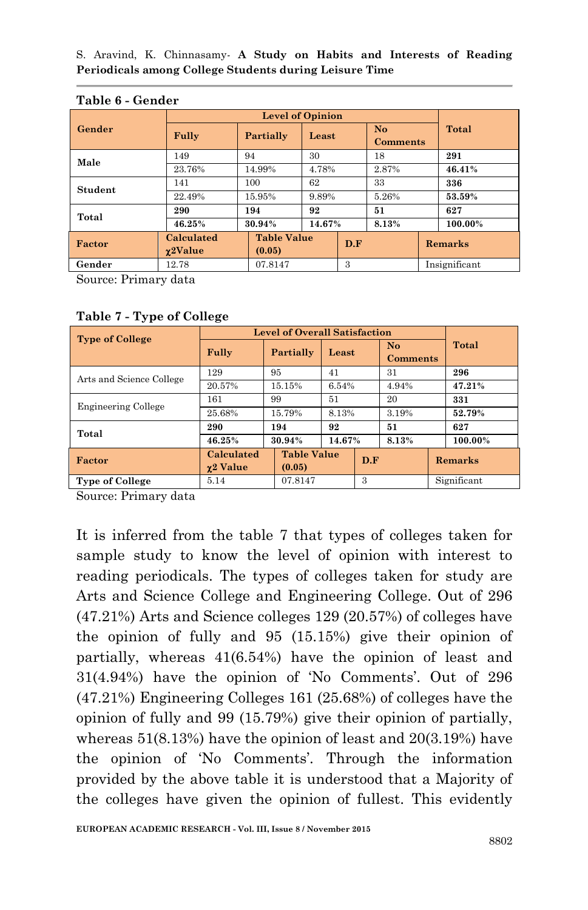**Table 6 - Gender**

| Gender | Level of Opinion | | | | Total |
|---|---|---|---|---|---|
| | Fully | Partially | Least | No Comments | |
| Male | 149 | 94 | 30 | 18 | **291** |
| | 23.76% | 14.99% | 4.78% | 2.87% | **46.41%** |
| Student | 141 | 100 | 62 | 33 | **336** |
| | 22.49% | 15.95% | 9.89% | 5.26% | **53.59%** |
| Total | **290** | **194** | **92** | **51** | **627** |
| | **46.25%** | **30.94%** | **14.67%** | **8.13%** | **100.00%** |

| Factor | Calculated $\chi 2$Value | Table Value (0.05) | D.F | Remarks |
|---|---|---|---|---|
| Gender | 12.78 | 07.8147 | 3 | Insignificant |

Source: Primary data

**Table 7 - Type of College**

| Type of College | Level of Overall Satisfaction | | | | Total |
|---|---|---|---|---|---|
| | Fully | Partially | Least | No Comments | |
| Arts and Science College | 129 | 95 | 41 | 31 | **296** |
| | 20.57% | 15.15% | 6.54% | 4.94% | **47.21%** |
| Engineering College | 161 | 99 | 51 | 20 | **331** |
| | 25.68% | 15.79% | 8.13% | 3.19% | **52.79%** |
| Total | **290** | **194** | **92** | **51** | **627** |
| | **46.25%** | **30.94%** | **14.67%** | **8.13%** | **100.00%** |

| Factor | Calculated $\chi 2$ Value | Table Value (0.05) | D.F | Remarks |
|---|---|---|---|---|
| Type of College | 5.14 | 07.8147 | 3 | Significant |

Source: Primary data

It is inferred from the table 7 that types of colleges taken for sample study to know the level of opinion with interest to reading periodicals. The types of colleges taken for study are Arts and Science College and Engineering College. Out of 296 (47.21%) Arts and Science colleges 129 (20.57%) of colleges have the opinion of fully and 95 (15.15%) give their opinion of partially, whereas 41(6.54%) have the opinion of least and 31(4.94%) have the opinion of 'No Comments'. Out of 296 (47.21%) Engineering Colleges 161 (25.68%) of colleges have the opinion of fully and 99 (15.79%) give their opinion of partially, whereas 51(8.13%) have the opinion of least and 20(3.19%) have the opinion of 'No Comments'. Through the information provided by the above table it is understood that a Majority of the colleges have given the opinion of fullest. This evidently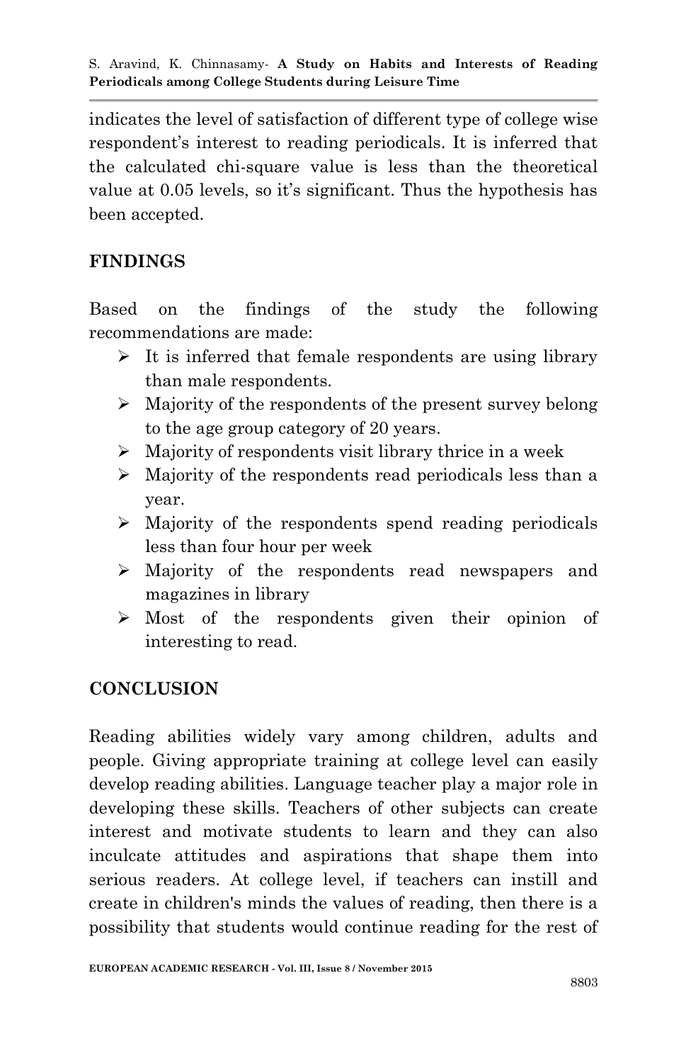indicates the level of satisfaction of different type of college wise respondent's interest to reading periodicals. It is inferred that the calculated chi-square value is less than the theoretical value at 0.05 levels, so it's significant. Thus the hypothesis has been accepted.

## FINDINGS

Based on the findings of the study the following recommendations are made:

- It is inferred that female respondents are using library than male respondents.
- Majority of the respondents of the present survey belong to the age group category of 20 years.
- Majority of respondents visit library thrice in a week
- Majority of the respondents read periodicals less than a year.
- Majority of the respondents spend reading periodicals less than four hour per week
- Majority of the respondents read newspapers and magazines in library
- Most of the respondents given their opinion of interesting to read.

## CONCLUSION

Reading abilities widely vary among children, adults and people. Giving appropriate training at college level can easily develop reading abilities. Language teacher play a major role in developing these skills. Teachers of other subjects can create interest and motivate students to learn and they can also inculcate attitudes and aspirations that shape them into serious readers. At college level, if teachers can instill and create in children's minds the values of reading, then there is a possibility that students would continue reading for the rest of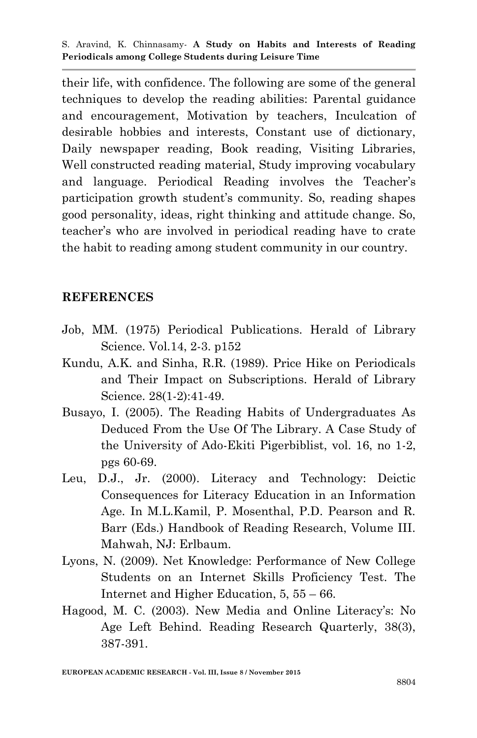their life, with confidence. The following are some of the general techniques to develop the reading abilities: Parental guidance and encouragement, Motivation by teachers, Inculcation of desirable hobbies and interests, Constant use of dictionary, Daily newspaper reading, Book reading, Visiting Libraries, Well constructed reading material, Study improving vocabulary and language. Periodical Reading involves the Teacher's participation growth student's community. So, reading shapes good personality, ideas, right thinking and attitude change. So, teacher's who are involved in periodical reading have to crate the habit to reading among student community in our country.

## REFERENCES

Job, MM. (1975) Periodical Publications. Herald of Library Science. Vol.14, 2-3. p152

Kundu, A.K. and Sinha, R.R. (1989). Price Hike on Periodicals and Their Impact on Subscriptions. Herald of Library Science. 28(1-2):41-49.

Busayo, I. (2005). The Reading Habits of Undergraduates As Deduced From the Use Of The Library. A Case Study of the University of Ado-Ekiti Pigerbiblist, vol. 16, no 1-2, pgs 60-69.

Leu, D.J., Jr. (2000). Literacy and Technology: Deictic Consequences for Literacy Education in an Information Age. In M.L.Kamil, P. Mosenthal, P.D. Pearson and R. Barr (Eds.) Handbook of Reading Research, Volume III. Mahwah, NJ: Erlbaum.

Lyons, N. (2009). Net Knowledge: Performance of New College Students on an Internet Skills Proficiency Test. The Internet and Higher Education, 5, 55 – 66.

Hagood, M. C. (2003). New Media and Online Literacy's: No Age Left Behind. Reading Research Quarterly, 38(3), 387-391.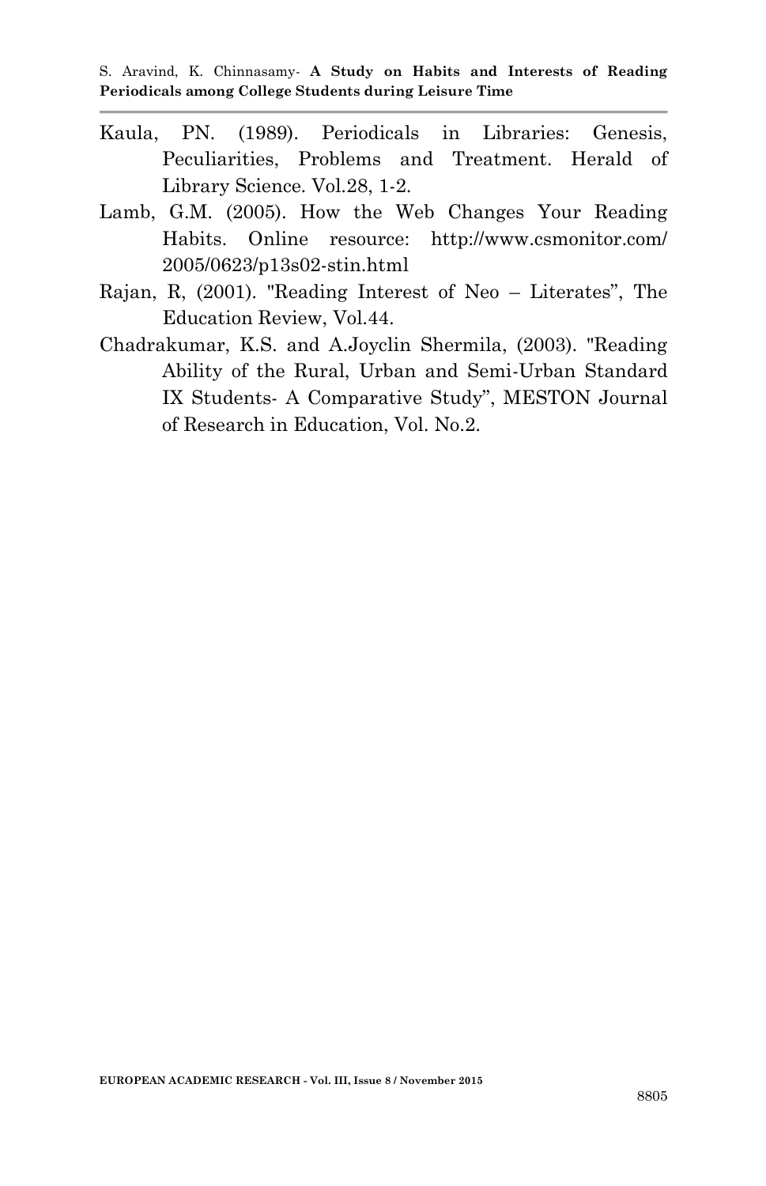Kaula, PN. (1989). Periodicals in Libraries: Genesis, Peculiarities, Problems and Treatment. Herald of Library Science. Vol.28, 1-2.

Lamb, G.M. (2005). How the Web Changes Your Reading Habits. Online resource: http://www.csmonitor.com/2005/0623/p13s02-stin.html

Rajan, R, (2001). "Reading Interest of Neo – Literates", The Education Review, Vol.44.

Chadrakumar, K.S. and A.Joyclin Shermila, (2003). "Reading Ability of the Rural, Urban and Semi-Urban Standard IX Students- A Comparative Study", MESTON Journal of Research in Education, Vol. No.2.